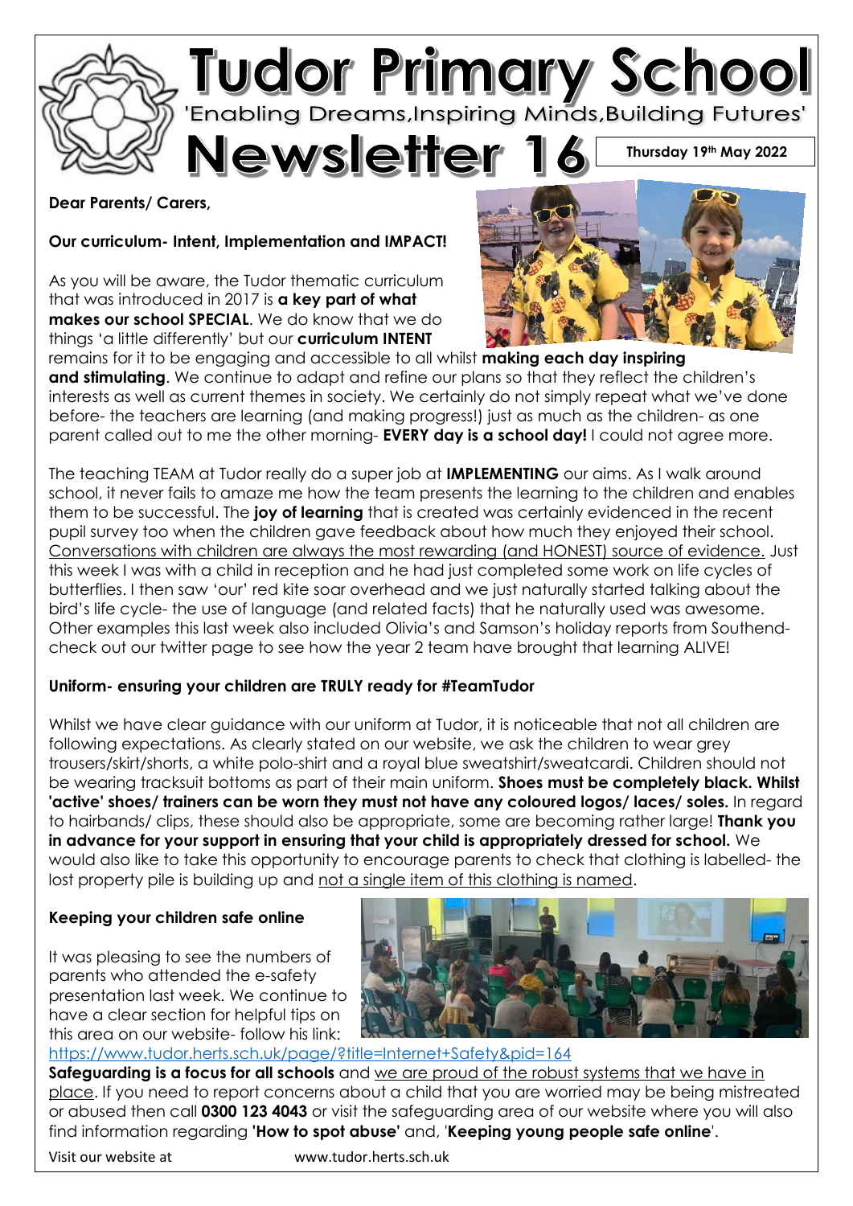# Tudor Primary School

'Enabling Dreams,Inspiring Minds,Building Futures'

# Newsletter 16

**Thursday 19th May 2022**

**Dear Parents/ Carers,**

**Our curriculum- Intent, Implementation and IMPACT!**

As you will be aware, the Tudor thematic curriculum that was introduced in 2017 is **a key part of what makes our school SPECIAL**. We do know that we do things 'a little differently' but our **curriculum INTENT** remains for it to be engaging and accessible to all whilst **making each day inspiring and stimulating**. We continue to adapt and refine our plans so that they reflect the children's interests as well as current themes in society. We certainly do not simply repeat what we've done before- the teachers are learning (and making progress!) just as much as the children- as one parent called out to me the other morning- **EVERY day is a school day!** I could not agree more.

The teaching TEAM at Tudor really do a super job at **IMPLEMENTING** our aims. As I walk around school, it never fails to amaze me how the team presents the learning to the children and enables them to be successful. The **joy of learning** that is created was certainly evidenced in the recent pupil survey too when the children gave feedback about how much they enjoyed their school. Conversations with children are always the most rewarding (and HONEST) source of evidence. Just this week I was with a child in reception and he had just completed some work on life cycles of butterflies. I then saw 'our' red kite soar overhead and we just naturally started talking about the bird's life cycle- the use of language (and related facts) that he naturally used was awesome. Other examples this last week also included Olivia's and Samson's holiday reports from Southend- check out our twitter page to see how the year 2 team have brought that learning ALIVE!

**Uniform- ensuring your children are TRULY ready for #TeamTudor**

Whilst we have clear guidance with our uniform at Tudor, it is noticeable that not all children are following expectations. As clearly stated on our website, we ask the children to wear grey trousers/skirt/shorts, a white polo-shirt and a royal blue sweatshirt/sweatcardi. Children should not be wearing tracksuit bottoms as part of their main uniform. **Shoes must be completely black. Whilst 'active' shoes/ trainers can be worn they must not have any coloured logos/ laces/ soles.** In regard to hairbands/ clips, these should also be appropriate, some are becoming rather large! **Thank you in advance for your support in ensuring that your child is appropriately dressed for school.** We would also like to take this opportunity to encourage parents to check that clothing is labelled- the lost property pile is building up and not a single item of this clothing is named.

**Keeping your children safe online**

It was pleasing to see the numbers of parents who attended the e-safety presentation last week. We continue to have a clear section for helpful tips on this area on our website- follow his link: https://www.tudor.herts.sch.uk/page/?title=Internet+Safety&pid=164

**Safeguarding is a focus for all schools** and we are proud of the robust systems that we have in place. If you need to report concerns about a child that you are worried may be being mistreated or abused then call **0300 123 4043** or visit the safeguarding area of our website where you will also find information regarding **'How to spot abuse'** and, '**Keeping young people safe online**'.

Visit our website at www.tudor.herts.sch.uk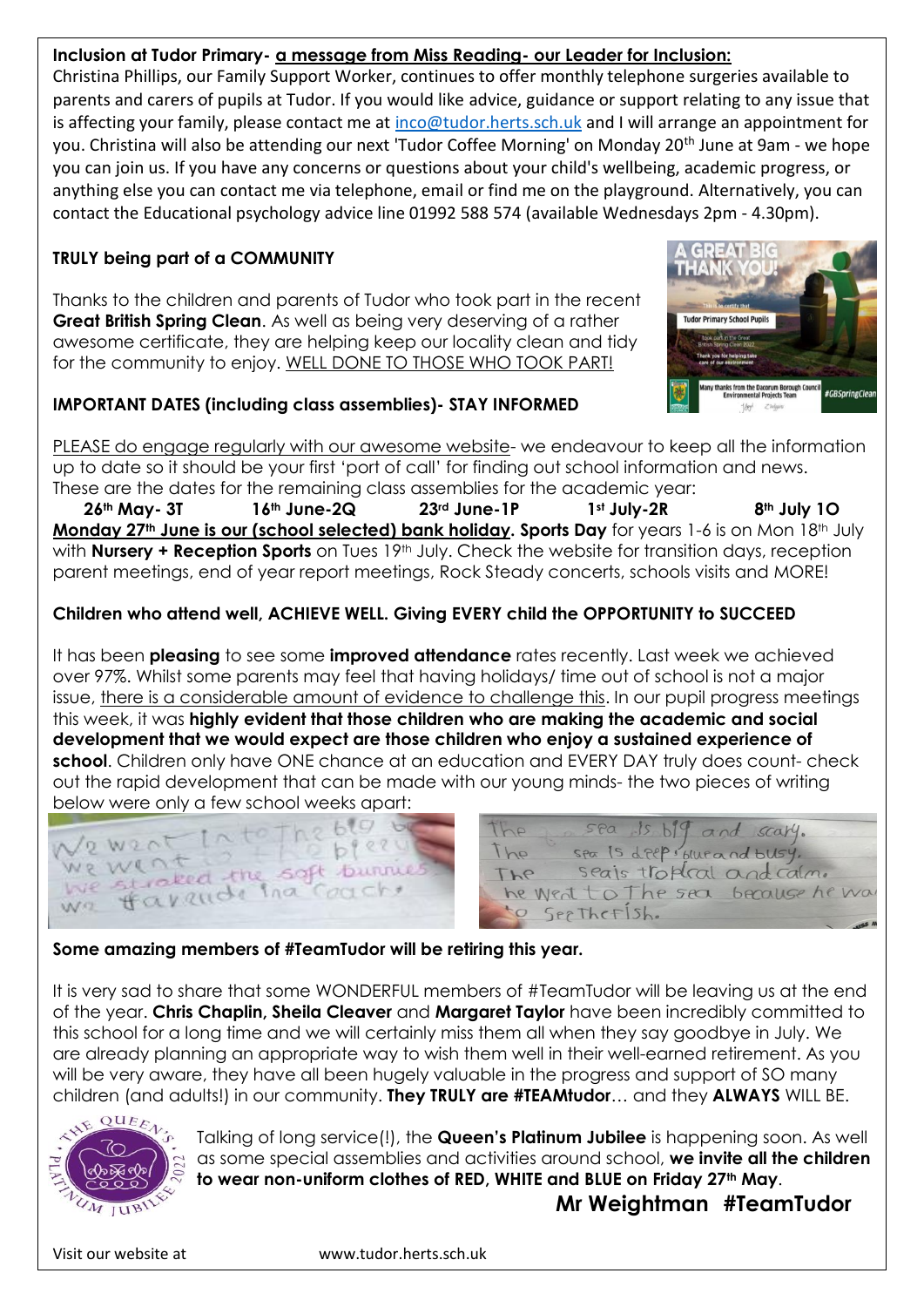**Inclusion at Tudor Primary- a message from Miss Reading- our Leader for Inclusion:**
Christina Phillips, our Family Support Worker, continues to offer monthly telephone surgeries available to parents and carers of pupils at Tudor. If you would like advice, guidance or support relating to any issue that is affecting your family, please contact me at inco@tudor.herts.sch.uk and I will arrange an appointment for you. Christina will also be attending our next 'Tudor Coffee Morning' on Monday 20th June at 9am - we hope you can join us. If you have any concerns or questions about your child's wellbeing, academic progress, or anything else you can contact me via telephone, email or find me on the playground. Alternatively, you can contact the Educational psychology advice line 01992 588 574 (available Wednesdays 2pm - 4.30pm).

**TRULY being part of a COMMUNITY**

Thanks to the children and parents of Tudor who took part in the recent **Great British Spring Clean**. As well as being very deserving of a rather awesome certificate, they are helping keep our locality clean and tidy for the community to enjoy. WELL DONE TO THOSE WHO TOOK PART!

**IMPORTANT DATES (including class assemblies)- STAY INFORMED**

PLEASE do engage regularly with our awesome website- we endeavour to keep all the information up to date so it should be your first 'port of call' for finding out school information and news. These are the dates for the remaining class assemblies for the academic year:

**26th May- 3T** **16th June-2Q** **23rd June-1P** **1st July-2R** **8th July 1O**

**Monday 27th June is our (school selected) bank holiday. Sports Day** for years 1-6 is on Mon 18th July with **Nursery + Reception Sports** on Tues 19th July. Check the website for transition days, reception parent meetings, end of year report meetings, Rock Steady concerts, schools visits and MORE!

**Children who attend well, ACHIEVE WELL. Giving EVERY child the OPPORTUNITY to SUCCEED**

It has been **pleasing** to see some **improved attendance** rates recently. Last week we achieved over 97%. Whilst some parents may feel that having holidays/ time out of school is not a major issue, there is a considerable amount of evidence to challenge this. In our pupil progress meetings this week, it was **highly evident that those children who are making the academic and social development that we would expect are those children who enjoy a sustained experience of school**. Children only have ONE chance at an education and EVERY DAY truly does count- check out the rapid development that can be made with our young minds- the two pieces of writing below were only a few school weeks apart:

**Some amazing members of #TeamTudor will be retiring this year.**

It is very sad to share that some WONDERFUL members of #TeamTudor will be leaving us at the end of the year. **Chris Chaplin, Sheila Cleaver** and **Margaret Taylor** have been incredibly committed to this school for a long time and we will certainly miss them all when they say goodbye in July. We are already planning an appropriate way to wish them well in their well-earned retirement. As you will be very aware, they have all been hugely valuable in the progress and support of SO many children (and adults!) in our community. **They TRULY are #TEAMtudor**… and they **ALWAYS** WILL BE.

Talking of long service(!), the **Queen's Platinum Jubilee** is happening soon. As well as some special assemblies and activities around school, **we invite all the children to wear non-uniform clothes of RED, WHITE and BLUE on Friday 27th May**.

**Mr Weightman #TeamTudor**

Visit our website at www.tudor.herts.sch.uk